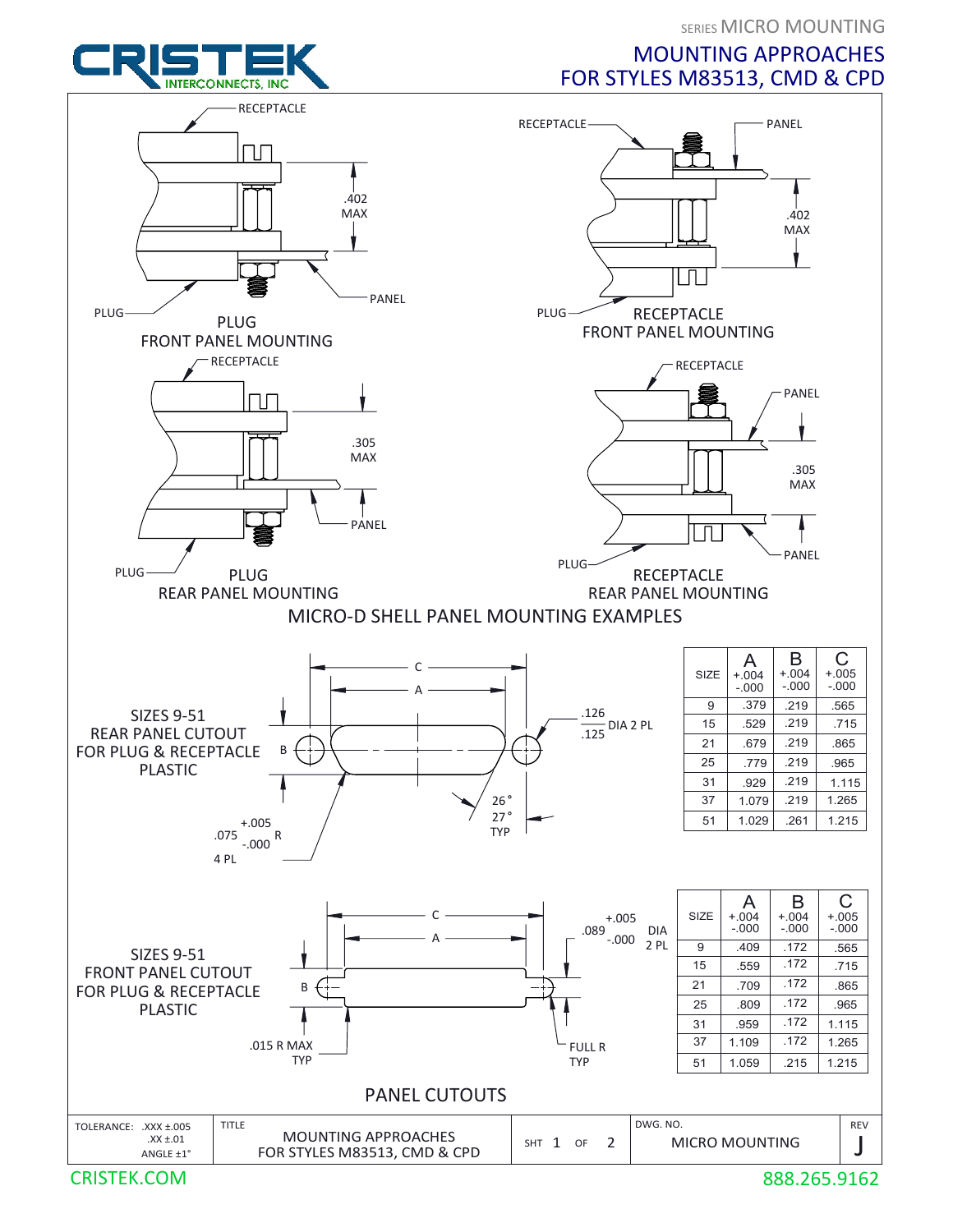SERIES MICRO MOUNTING

# MOUNTING APPROACHES FOR STYLES M83513, CMD & CPD

CRISTEK INTERCONNECTS, INC

RECEPTACLE

.402 MAX

PANEL

PLUG

PLUG FRONT PANEL MOUNTING

RECEPTACLE

PANEL

.402 MAX

PLUG

RECEPTACLE FRONT PANEL MOUNTING

RECEPTACLE

.305 MAX

PANEL

PLUG

PLUG REAR PANEL MOUNTING

RECEPTACLE

PANEL

.305 MAX

PANEL

PLUG

RECEPTACLE REAR PANEL MOUNTING

## MICRO-D SHELL PANEL MOUNTING EXAMPLES

SIZES 9-51 REAR PANEL CUTOUT FOR PLUG & RECEPTACLE PLASTIC

C, A, B

.126/.125 DIA 2 PL

26°/27° TYP

.075 +.005/-.000 R 4 PL

| SIZE | A +.004 -.000 | B +.004 -.000 | C +.005 -.000 |
|---|---|---|---|
| 9 | .379 | .219 | .565 |
| 15 | .529 | .219 | .715 |
| 21 | .679 | .219 | .865 |
| 25 | .779 | .219 | .965 |
| 31 | .929 | .219 | 1.115 |
| 37 | 1.079 | .219 | 1.265 |
| 51 | 1.029 | .261 | 1.215 |

SIZES 9-51 FRONT PANEL CUTOUT FOR PLUG & RECEPTACLE PLASTIC

C, A, B

.089 +.005/-.000 DIA 2 PL

.015 R MAX TYP

FULL R TYP

| SIZE | A +.004 -.000 | B +.004 -.000 | C +.005 -.000 |
|---|---|---|---|
| 9 | .409 | .172 | .565 |
| 15 | .559 | .172 | .715 |
| 21 | .709 | .172 | .865 |
| 25 | .809 | .172 | .965 |
| 31 | .959 | .172 | 1.115 |
| 37 | 1.109 | .172 | 1.265 |
| 51 | 1.059 | .215 | 1.215 |

## PANEL CUTOUTS

| TOLERANCE: .XXX ±.005, .XX ±.01, ANGLE ±1° | TITLE: MOUNTING APPROACHES FOR STYLES M83513, CMD & CPD | SHT 1 OF 2 | DWG. NO. MICRO MOUNTING | REV J |
|---|---|---|---|---|

CRISTEK.COM 888.265.9162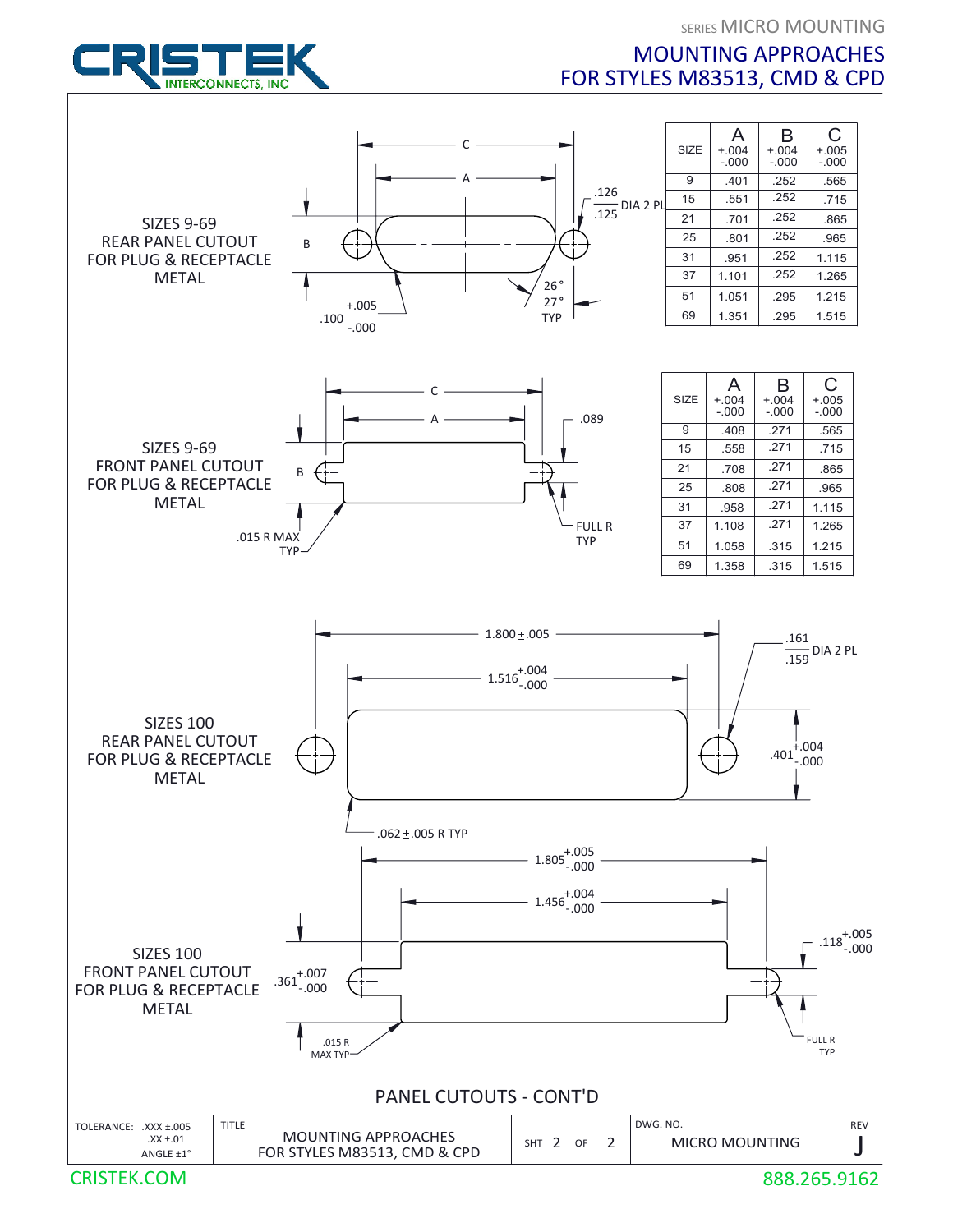SERIES MICRO MOUNTING

# MOUNTING APPROACHES FOR STYLES M83513, CMD & CPD

CRISTEK INTERCONNECTS, INC

## SIZES 9-69 REAR PANEL CUTOUT FOR PLUG & RECEPTACLE METAL

C

A

.126
.125 DIA 2 PL

B

+.005
.100 -.000

26°
27°
TYP

| SIZE | A +.004 -.000 | B +.004 -.000 | C +.005 -.000 |
|---|---|---|---|
| 9 | .401 | .252 | .565 |
| 15 | .551 | .252 | .715 |
| 21 | .701 | .252 | .865 |
| 25 | .801 | .252 | .965 |
| 31 | .951 | .252 | 1.115 |
| 37 | 1.101 | .252 | 1.265 |
| 51 | 1.051 | .295 | 1.215 |
| 69 | 1.351 | .295 | 1.515 |

## SIZES 9-69 FRONT PANEL CUTOUT FOR PLUG & RECEPTACLE METAL

C

A

.089

B

.015 R MAX
TYP

FULL R
TYP

| SIZE | A +.004 -.000 | B +.004 -.000 | C +.005 -.000 |
|---|---|---|---|
| 9 | .408 | .271 | .565 |
| 15 | .558 | .271 | .715 |
| 21 | .708 | .271 | .865 |
| 25 | .808 | .271 | .965 |
| 31 | .958 | .271 | 1.115 |
| 37 | 1.108 | .271 | 1.265 |
| 51 | 1.058 | .315 | 1.215 |
| 69 | 1.358 | .315 | 1.515 |

## SIZES 100 REAR PANEL CUTOUT FOR PLUG & RECEPTACLE METAL

1.800 ± .005

1.516 +.004 -.000

.161
.159 DIA 2 PL

.401 +.004 -.000

.062 ± .005 R TYP

## SIZES 100 FRONT PANEL CUTOUT FOR PLUG & RECEPTACLE METAL

1.805 +.005 -.000

1.456 +.004 -.000

.118 +.005 -.000

.361 +.007 -.000

.015 R
MAX TYP

FULL R
TYP

PANEL CUTOUTS - CONT'D

| TOLERANCE: .XXX ±.005 .XX ±.01 ANGLE ±1° | TITLE MOUNTING APPROACHES FOR STYLES M83513, CMD & CPD | SHT 2 OF 2 | DWG. NO. MICRO MOUNTING | REV J |
|---|---|---|---|---|

CRISTEK.COM 888.265.9162